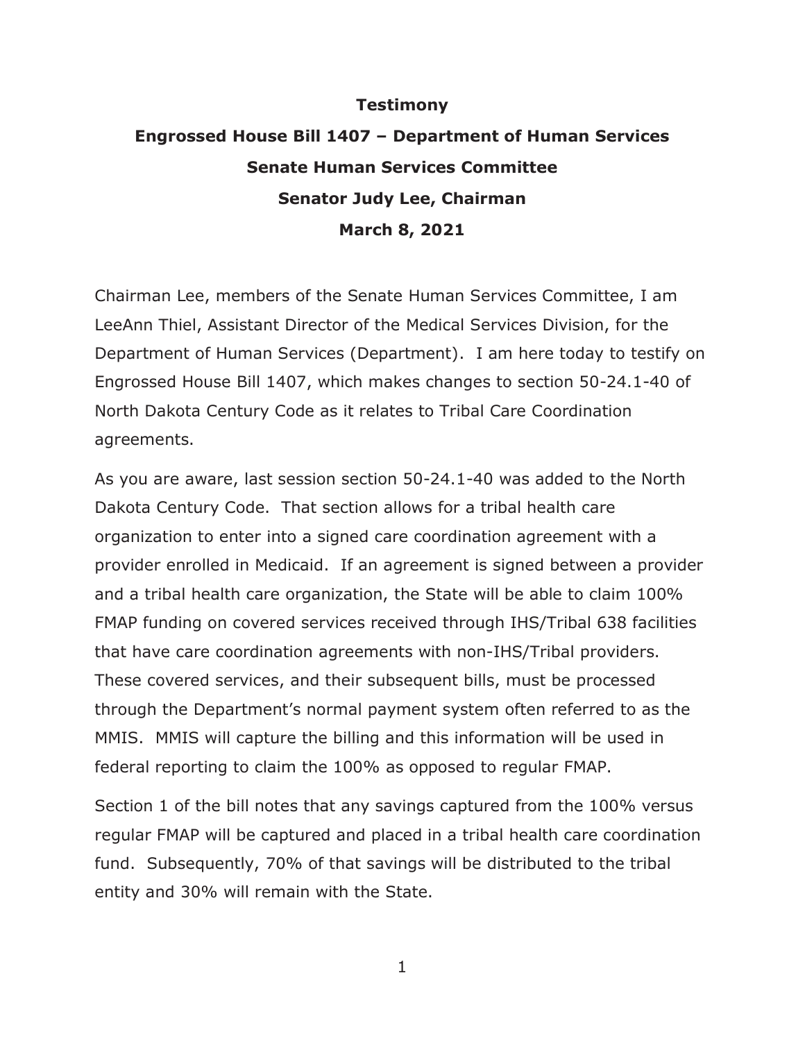**Testimony**

**Engrossed House Bill 1407 – Department of Human Services**

**Senate Human Services Committee**

**Senator Judy Lee, Chairman**

**March 8, 2021**

Chairman Lee, members of the Senate Human Services Committee, I am LeeAnn Thiel, Assistant Director of the Medical Services Division, for the Department of Human Services (Department). I am here today to testify on Engrossed House Bill 1407, which makes changes to section 50-24.1-40 of North Dakota Century Code as it relates to Tribal Care Coordination agreements.

As you are aware, last session section 50-24.1-40 was added to the North Dakota Century Code. That section allows for a tribal health care organization to enter into a signed care coordination agreement with a provider enrolled in Medicaid. If an agreement is signed between a provider and a tribal health care organization, the State will be able to claim 100% FMAP funding on covered services received through IHS/Tribal 638 facilities that have care coordination agreements with non-IHS/Tribal providers. These covered services, and their subsequent bills, must be processed through the Department's normal payment system often referred to as the MMIS. MMIS will capture the billing and this information will be used in federal reporting to claim the 100% as opposed to regular FMAP.

Section 1 of the bill notes that any savings captured from the 100% versus regular FMAP will be captured and placed in a tribal health care coordination fund. Subsequently, 70% of that savings will be distributed to the tribal entity and 30% will remain with the State.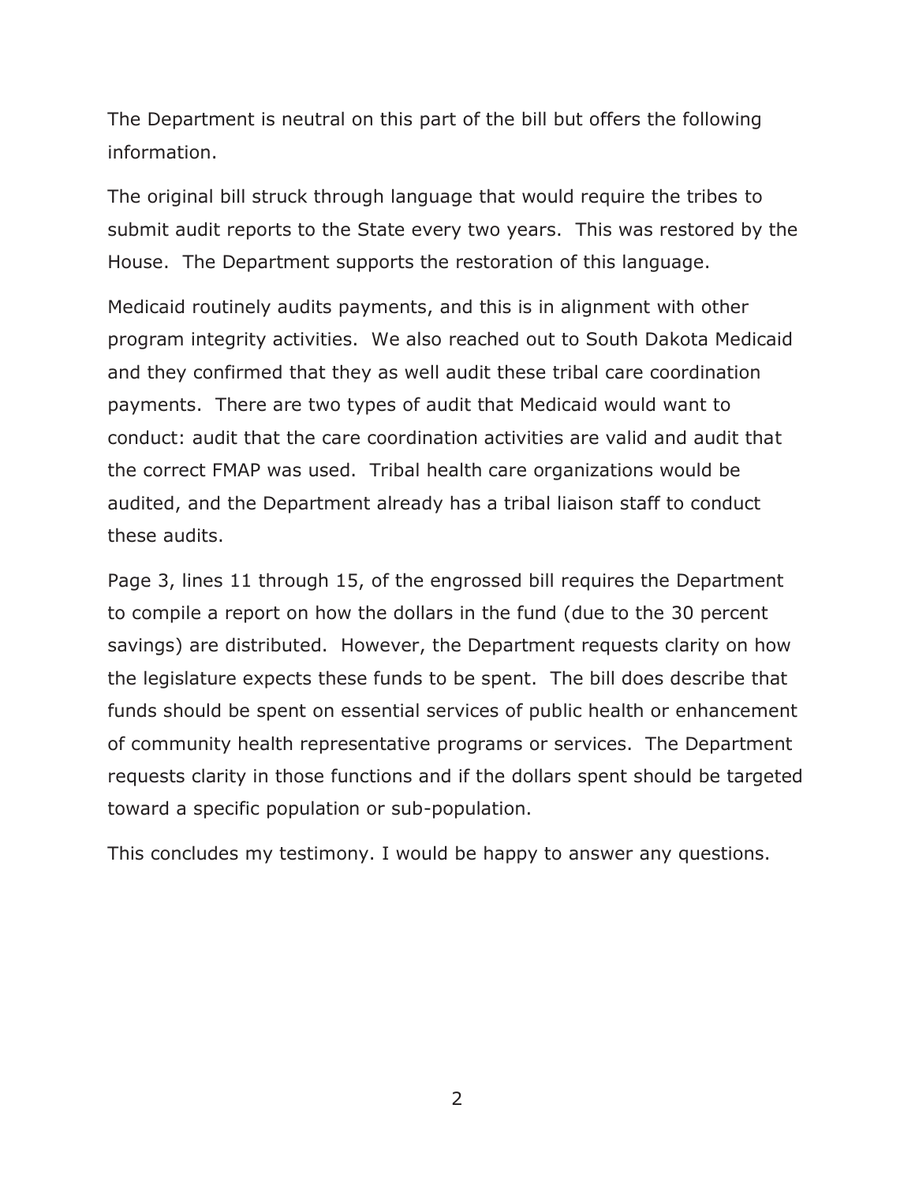The Department is neutral on this part of the bill but offers the following information.

The original bill struck through language that would require the tribes to submit audit reports to the State every two years. This was restored by the House. The Department supports the restoration of this language.

Medicaid routinely audits payments, and this is in alignment with other program integrity activities. We also reached out to South Dakota Medicaid and they confirmed that they as well audit these tribal care coordination payments. There are two types of audit that Medicaid would want to conduct: audit that the care coordination activities are valid and audit that the correct FMAP was used. Tribal health care organizations would be audited, and the Department already has a tribal liaison staff to conduct these audits.

Page 3, lines 11 through 15, of the engrossed bill requires the Department to compile a report on how the dollars in the fund (due to the 30 percent savings) are distributed. However, the Department requests clarity on how the legislature expects these funds to be spent. The bill does describe that funds should be spent on essential services of public health or enhancement of community health representative programs or services. The Department requests clarity in those functions and if the dollars spent should be targeted toward a specific population or sub-population.

This concludes my testimony. I would be happy to answer any questions.